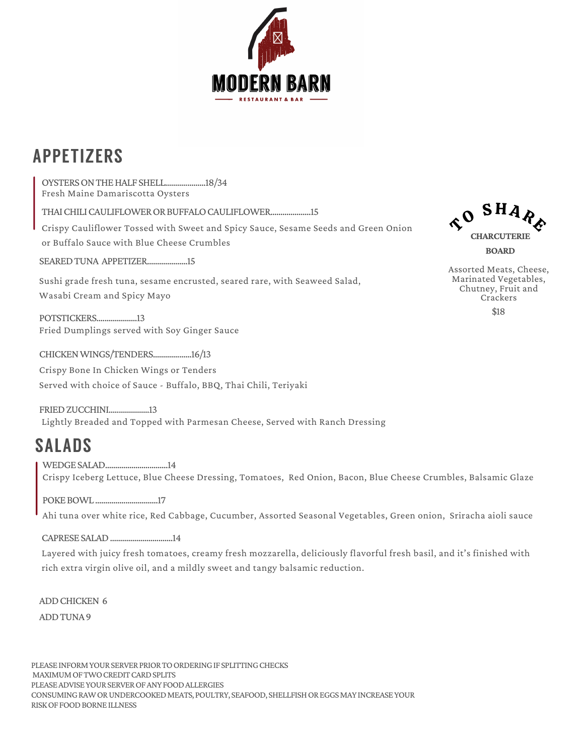# MODERN BARN

RESTAURANT & BAR

## APPETIZERS

OYSTERS ON THE HALF SHELL....................18/34
Fresh Maine Damariscotta Oysters

THAI CHILI CAULIFLOWER OR BUFFALO CAULIFLOWER....................15
Crispy Cauliflower Tossed with Sweet and Spicy Sauce, Sesame Seeds and Green Onion or Buffalo Sauce with Blue Cheese Crumbles

SEARED TUNA APPETIZER....................15
Sushi grade fresh tuna, sesame encrusted, seared rare, with Seaweed Salad, Wasabi Cream and Spicy Mayo

POTSTICKERS....................13
Fried Dumplings served with Soy Ginger Sauce

CHICKEN WINGS/TENDERS...................16/13
Crispy Bone In Chicken Wings or Tenders
Served with choice of Sauce - Buffalo, BBQ, Thai Chili, Teriyaki

FRIED ZUCCHINI....................13
Lightly Breaded and Topped with Parmesan Cheese, Served with Ranch Dressing

### TO SHARE

**CHARCUTERIE BOARD**

Assorted Meats, Cheese, Marinated Vegetables, Chutney, Fruit and Crackers

$18

## SALADS

WEDGE SALAD...............................14
Crispy Iceberg Lettuce, Blue Cheese Dressing, Tomatoes, Red Onion, Bacon, Blue Cheese Crumbles, Balsamic Glaze

POKE BOWL ...............................17
Ahi tuna over white rice, Red Cabbage, Cucumber, Assorted Seasonal Vegetables, Green onion, Sriracha aioli sauce

CAPRESE SALAD ...............................14
Layered with juicy fresh tomatoes, creamy fresh mozzarella, deliciously flavorful fresh basil, and it's finished with rich extra virgin olive oil, and a mildly sweet and tangy balsamic reduction.

ADD CHICKEN 6
ADD TUNA 9

PLEASE INFORM YOUR SERVER PRIOR TO ORDERING IF SPLITTING CHECKS
MAXIMUM OF TWO CREDIT CARD SPLITS
PLEASE ADVISE YOUR SERVER OF ANY FOOD ALLERGIES
CONSUMING RAW OR UNDERCOOKED MEATS, POULTRY, SEAFOOD, SHELLFISH OR EGGS MAY INCREASE YOUR RISK OF FOOD BORNE ILLNESS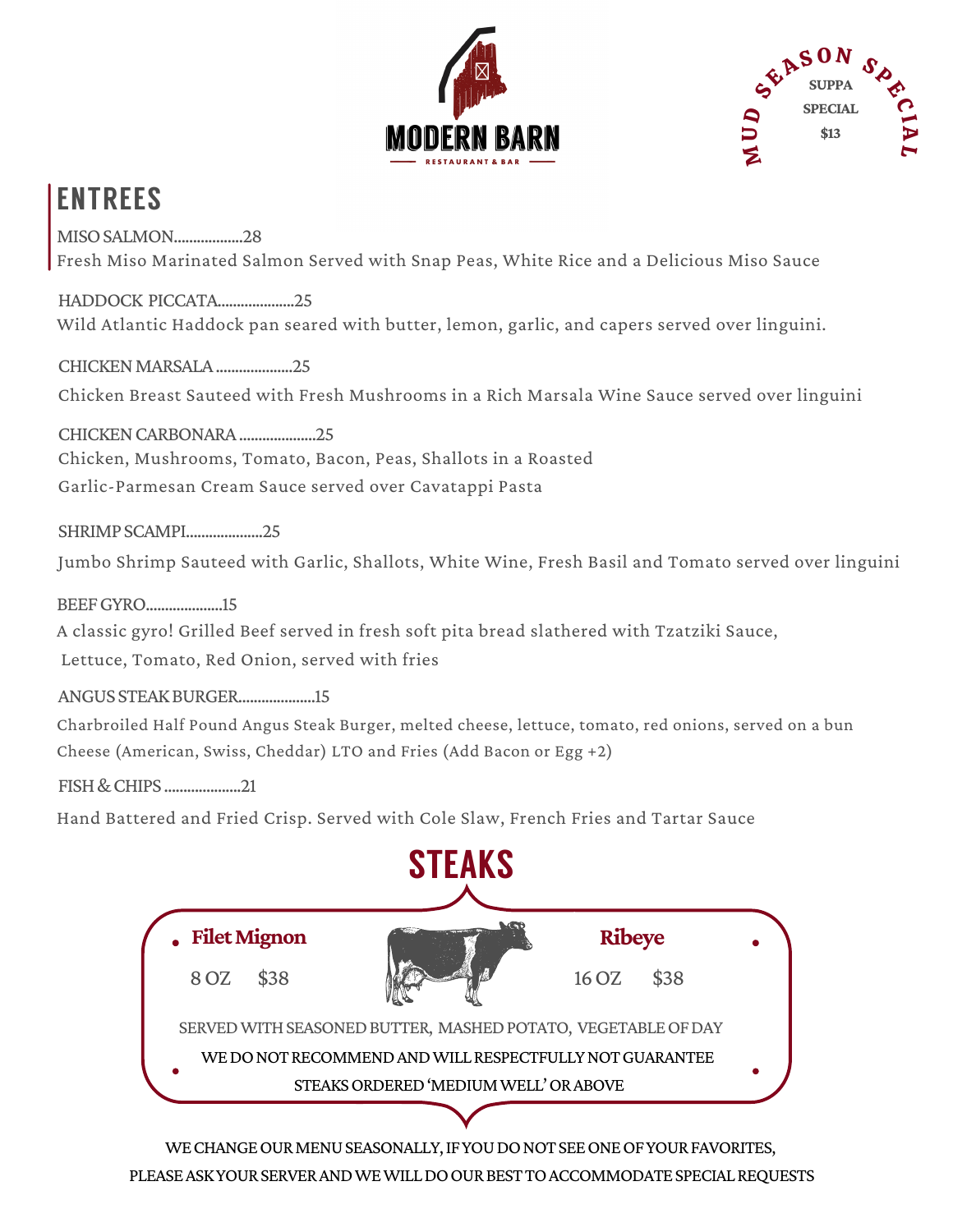# MODERN BARN

RESTAURANT & BAR

**MUD SEASON SPECIAL**

**SUPPA SPECIAL $13**

## ENTREES

MISO SALMON..................28

Fresh Miso Marinated Salmon Served with Snap Peas, White Rice and a Delicious Miso Sauce

HADDOCK PICCATA....................25

Wild Atlantic Haddock pan seared with butter, lemon, garlic, and capers served over linguini.

CHICKEN MARSALA ....................25

Chicken Breast Sauteed with Fresh Mushrooms in a Rich Marsala Wine Sauce served over linguini

CHICKEN CARBONARA ....................25

Chicken, Mushrooms, Tomato, Bacon, Peas, Shallots in a Roasted Garlic-Parmesan Cream Sauce served over Cavatappi Pasta

SHRIMP SCAMPI....................25

Jumbo Shrimp Sauteed with Garlic, Shallots, White Wine, Fresh Basil and Tomato served over linguini

BEEF GYRO....................15

A classic gyro! Grilled Beef served in fresh soft pita bread slathered with Tzatziki Sauce, Lettuce, Tomato, Red Onion, served with fries

ANGUS STEAK BURGER....................15

Charbroiled Half Pound Angus Steak Burger, melted cheese, lettuce, tomato, red onions, served on a bun Cheese (American, Swiss, Cheddar) LTO and Fries (Add Bacon or Egg +2)

FISH & CHIPS ....................21

Hand Battered and Fried Crisp. Served with Cole Slaw, French Fries and Tartar Sauce

## STEAKS

**Filet Mignon**

8 OZ $38

**Ribeye**

16 OZ $38

SERVED WITH SEASONED BUTTER, MASHED POTATO, VEGETABLE OF DAY

WE DO NOT RECOMMEND AND WILL RESPECTFULLY NOT GUARANTEE STEAKS ORDERED 'MEDIUM WELL' OR ABOVE

WE CHANGE OUR MENU SEASONALLY, IF YOU DO NOT SEE ONE OF YOUR FAVORITES, PLEASE ASK YOUR SERVER AND WE WILL DO OUR BEST TO ACCOMMODATE SPECIAL REQUESTS